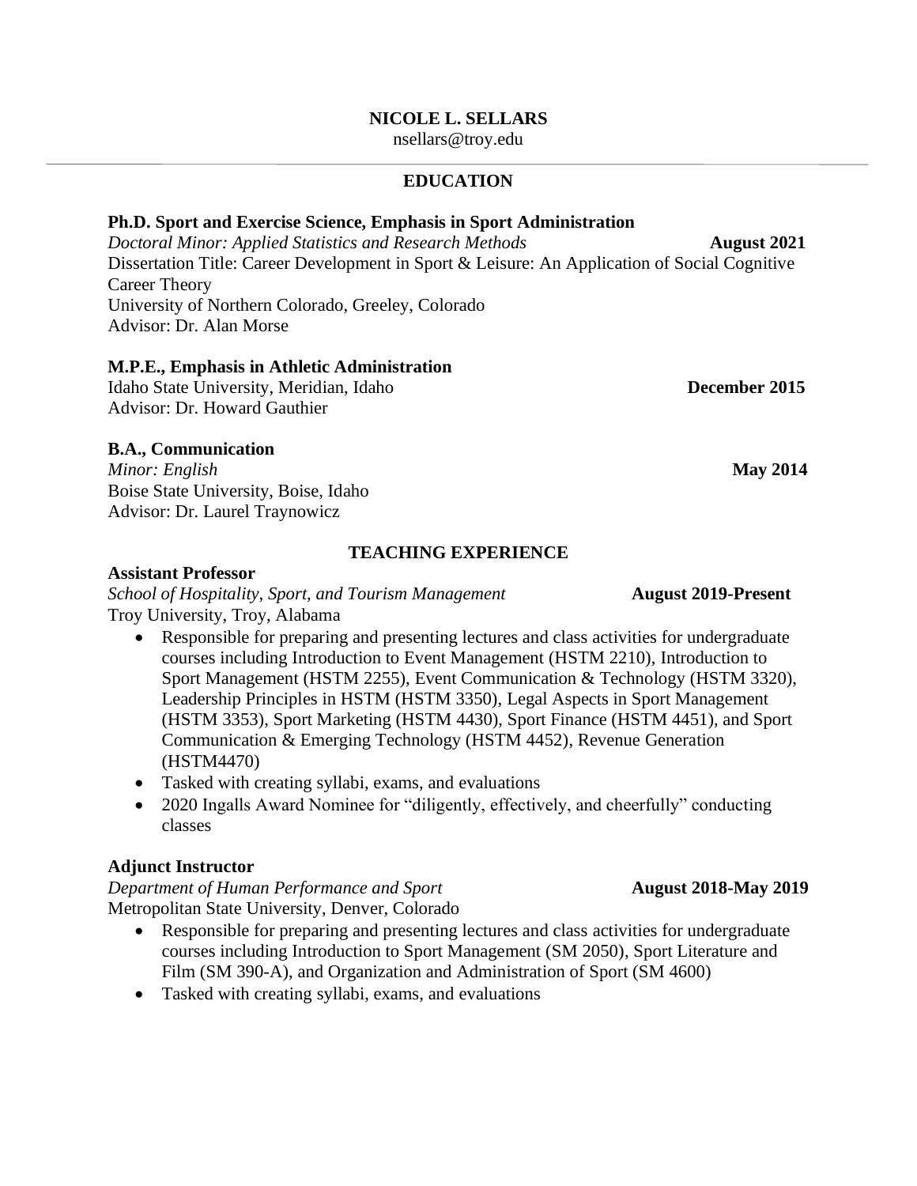# NICOLE L. SELLARS

nsellars@troy.edu

## EDUCATION

**Ph.D. Sport and Exercise Science, Emphasis in Sport Administration**
*Doctoral Minor: Applied Statistics and Research Methods* **August 2021**
Dissertation Title: Career Development in Sport & Leisure: An Application of Social Cognitive Career Theory
University of Northern Colorado, Greeley, Colorado
Advisor: Dr. Alan Morse

**M.P.E., Emphasis in Athletic Administration**
Idaho State University, Meridian, Idaho **December 2015**
Advisor: Dr. Howard Gauthier

**B.A., Communication**
*Minor: English* **May 2014**
Boise State University, Boise, Idaho
Advisor: Dr. Laurel Traynowicz

## TEACHING EXPERIENCE

**Assistant Professor**
*School of Hospitality, Sport, and Tourism Management* **August 2019-Present**
Troy University, Troy, Alabama

- Responsible for preparing and presenting lectures and class activities for undergraduate courses including Introduction to Event Management (HSTM 2210), Introduction to Sport Management (HSTM 2255), Event Communication & Technology (HSTM 3320), Leadership Principles in HSTM (HSTM 3350), Legal Aspects in Sport Management (HSTM 3353), Sport Marketing (HSTM 4430), Sport Finance (HSTM 4451), and Sport Communication & Emerging Technology (HSTM 4452), Revenue Generation (HSTM4470)
- Tasked with creating syllabi, exams, and evaluations
- 2020 Ingalls Award Nominee for "diligently, effectively, and cheerfully" conducting classes

**Adjunct Instructor**
*Department of Human Performance and Sport* **August 2018-May 2019**
Metropolitan State University, Denver, Colorado

- Responsible for preparing and presenting lectures and class activities for undergraduate courses including Introduction to Sport Management (SM 2050), Sport Literature and Film (SM 390-A), and Organization and Administration of Sport (SM 4600)
- Tasked with creating syllabi, exams, and evaluations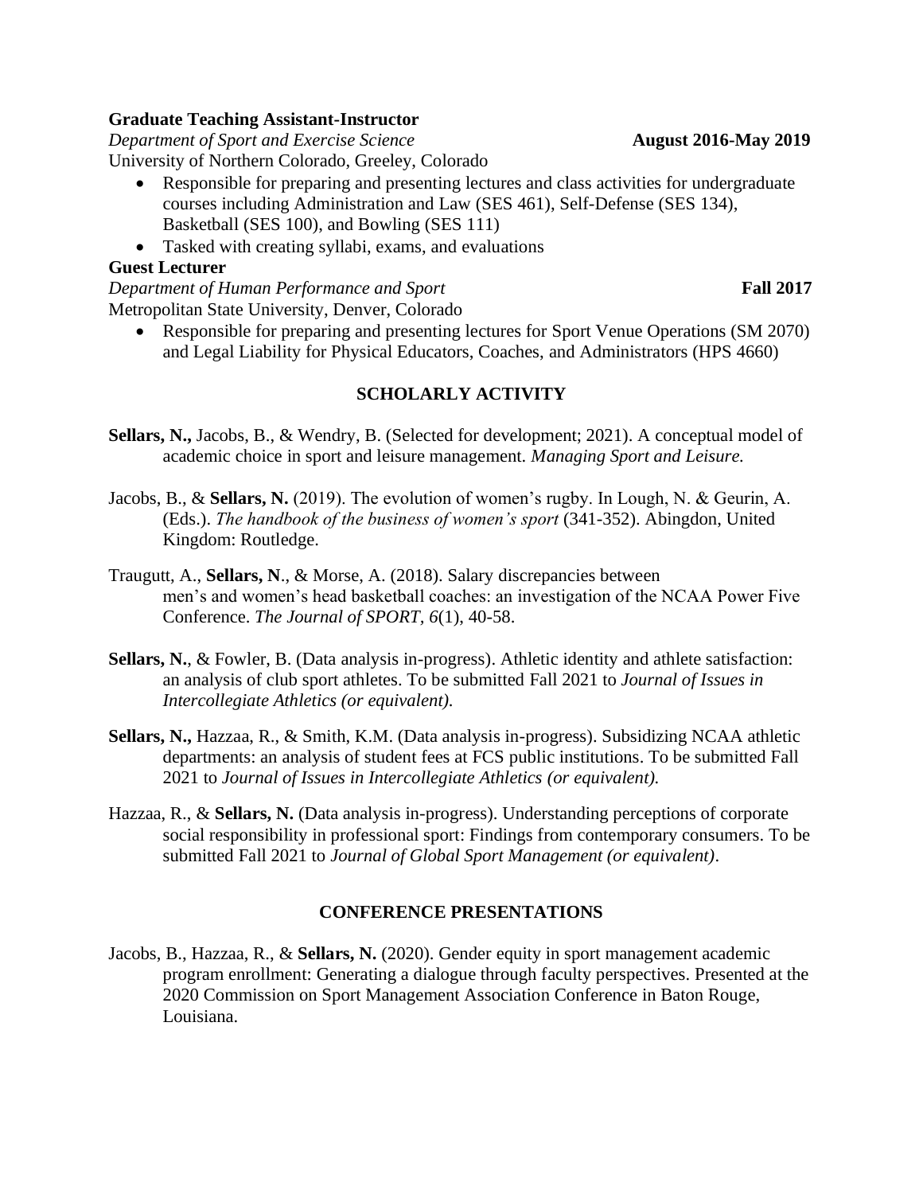**Graduate Teaching Assistant-Instructor**

*Department of Sport and Exercise Science* **August 2016-May 2019**

University of Northern Colorado, Greeley, Colorado

- Responsible for preparing and presenting lectures and class activities for undergraduate courses including Administration and Law (SES 461), Self-Defense (SES 134), Basketball (SES 100), and Bowling (SES 111)
- Tasked with creating syllabi, exams, and evaluations

**Guest Lecturer**

*Department of Human Performance and Sport* **Fall 2017**

Metropolitan State University, Denver, Colorado

- Responsible for preparing and presenting lectures for Sport Venue Operations (SM 2070) and Legal Liability for Physical Educators, Coaches, and Administrators (HPS 4660)

## SCHOLARLY ACTIVITY

**Sellars, N.,** Jacobs, B., & Wendry, B. (Selected for development; 2021). A conceptual model of academic choice in sport and leisure management. *Managing Sport and Leisure.*

Jacobs, B., & **Sellars, N.** (2019). The evolution of women's rugby. In Lough, N. & Geurin, A. (Eds.). *The handbook of the business of women's sport* (341-352). Abingdon, United Kingdom: Routledge.

Traugutt, A., **Sellars, N**., & Morse, A. (2018). Salary discrepancies between men's and women's head basketball coaches: an investigation of the NCAA Power Five Conference. *The Journal of SPORT*, *6*(1), 40-58.

**Sellars, N.**, & Fowler, B. (Data analysis in-progress). Athletic identity and athlete satisfaction: an analysis of club sport athletes. To be submitted Fall 2021 to *Journal of Issues in Intercollegiate Athletics (or equivalent).*

**Sellars, N.,** Hazzaa, R., & Smith, K.M. (Data analysis in-progress). Subsidizing NCAA athletic departments: an analysis of student fees at FCS public institutions. To be submitted Fall 2021 to *Journal of Issues in Intercollegiate Athletics (or equivalent).*

Hazzaa, R., & **Sellars, N.** (Data analysis in-progress). Understanding perceptions of corporate social responsibility in professional sport: Findings from contemporary consumers. To be submitted Fall 2021 to *Journal of Global Sport Management (or equivalent)*.

## CONFERENCE PRESENTATIONS

Jacobs, B., Hazzaa, R., & **Sellars, N.** (2020). Gender equity in sport management academic program enrollment: Generating a dialogue through faculty perspectives. Presented at the 2020 Commission on Sport Management Association Conference in Baton Rouge, Louisiana.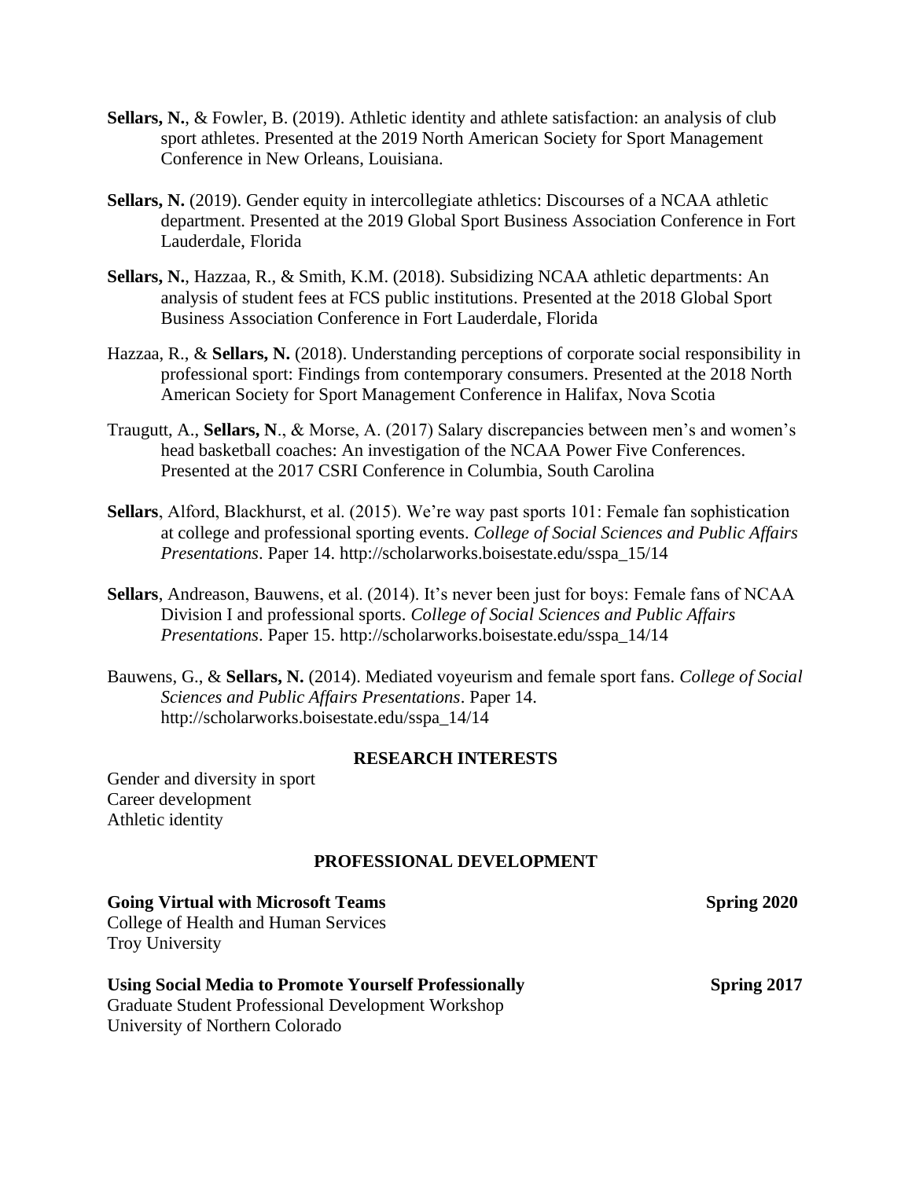**Sellars, N.**, & Fowler, B. (2019). Athletic identity and athlete satisfaction: an analysis of club sport athletes. Presented at the 2019 North American Society for Sport Management Conference in New Orleans, Louisiana.

**Sellars, N.** (2019). Gender equity in intercollegiate athletics: Discourses of a NCAA athletic department. Presented at the 2019 Global Sport Business Association Conference in Fort Lauderdale, Florida

**Sellars, N.**, Hazzaa, R., & Smith, K.M. (2018). Subsidizing NCAA athletic departments: An analysis of student fees at FCS public institutions. Presented at the 2018 Global Sport Business Association Conference in Fort Lauderdale, Florida

Hazzaa, R., & **Sellars, N.** (2018). Understanding perceptions of corporate social responsibility in professional sport: Findings from contemporary consumers. Presented at the 2018 North American Society for Sport Management Conference in Halifax, Nova Scotia

Traugutt, A., **Sellars, N**., & Morse, A. (2017) Salary discrepancies between men's and women's head basketball coaches: An investigation of the NCAA Power Five Conferences. Presented at the 2017 CSRI Conference in Columbia, South Carolina

**Sellars**, Alford, Blackhurst, et al. (2015). We're way past sports 101: Female fan sophistication at college and professional sporting events. *College of Social Sciences and Public Affairs Presentations*. Paper 14. http://scholarworks.boisestate.edu/sspa_15/14

**Sellars**, Andreason, Bauwens, et al. (2014). It's never been just for boys: Female fans of NCAA Division I and professional sports. *College of Social Sciences and Public Affairs Presentations*. Paper 15. http://scholarworks.boisestate.edu/sspa_14/14

Bauwens, G., & **Sellars, N.** (2014). Mediated voyeurism and female sport fans. *College of Social Sciences and Public Affairs Presentations*. Paper 14. http://scholarworks.boisestate.edu/sspa_14/14

## RESEARCH INTERESTS

Gender and diversity in sport
Career development
Athletic identity

## PROFESSIONAL DEVELOPMENT

**Going Virtual with Microsoft Teams** — **Spring 2020**
College of Health and Human Services
Troy University

**Using Social Media to Promote Yourself Professionally** — **Spring 2017**
Graduate Student Professional Development Workshop
University of Northern Colorado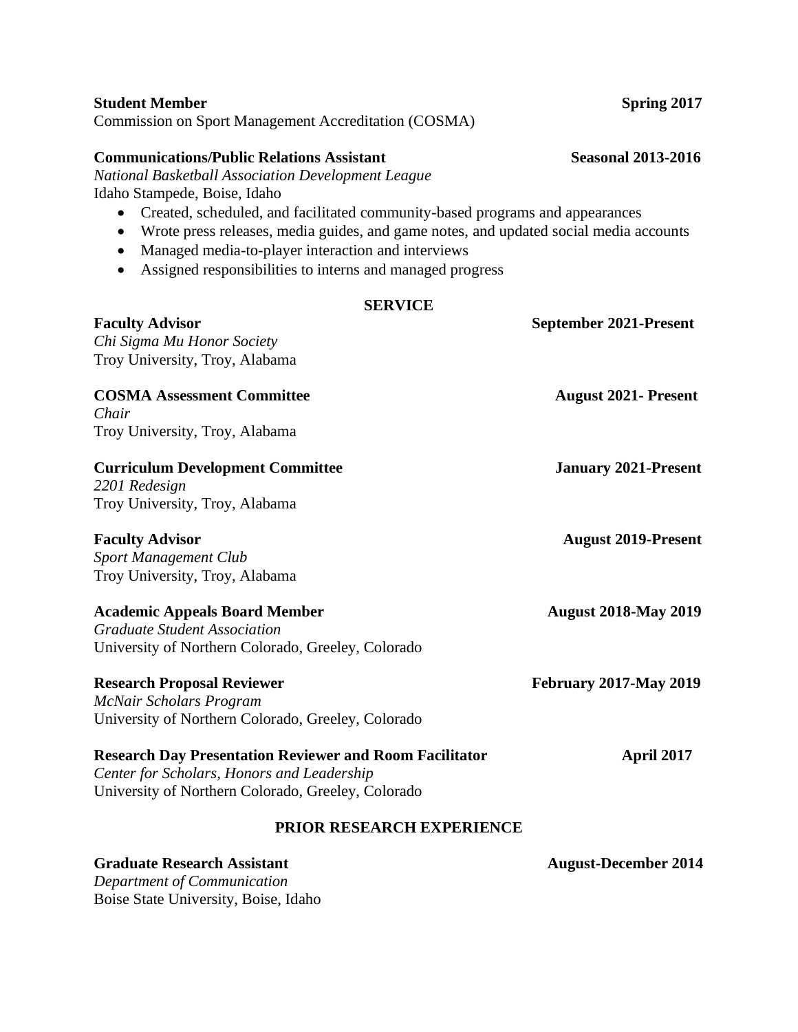**Student Member** **Spring 2017**
Commission on Sport Management Accreditation (COSMA)

**Communications/Public Relations Assistant** **Seasonal 2013-2016**
*National Basketball Association Development League*
Idaho Stampede, Boise, Idaho

- Created, scheduled, and facilitated community-based programs and appearances
- Wrote press releases, media guides, and game notes, and updated social media accounts
- Managed media-to-player interaction and interviews
- Assigned responsibilities to interns and managed progress

## SERVICE

**Faculty Advisor** **September 2021-Present**
*Chi Sigma Mu Honor Society*
Troy University, Troy, Alabama

**COSMA Assessment Committee** **August 2021- Present**
*Chair*
Troy University, Troy, Alabama

**Curriculum Development Committee** **January 2021-Present**
*2201 Redesign*
Troy University, Troy, Alabama

**Faculty Advisor** **August 2019-Present**
*Sport Management Club*
Troy University, Troy, Alabama

**Academic Appeals Board Member** **August 2018-May 2019**
*Graduate Student Association*
University of Northern Colorado, Greeley, Colorado

**Research Proposal Reviewer** **February 2017-May 2019**
*McNair Scholars Program*
University of Northern Colorado, Greeley, Colorado

**Research Day Presentation Reviewer and Room Facilitator** **April 2017**
*Center for Scholars, Honors and Leadership*
University of Northern Colorado, Greeley, Colorado

## PRIOR RESEARCH EXPERIENCE

**Graduate Research Assistant** **August-December 2014**
*Department of Communication*
Boise State University, Boise, Idaho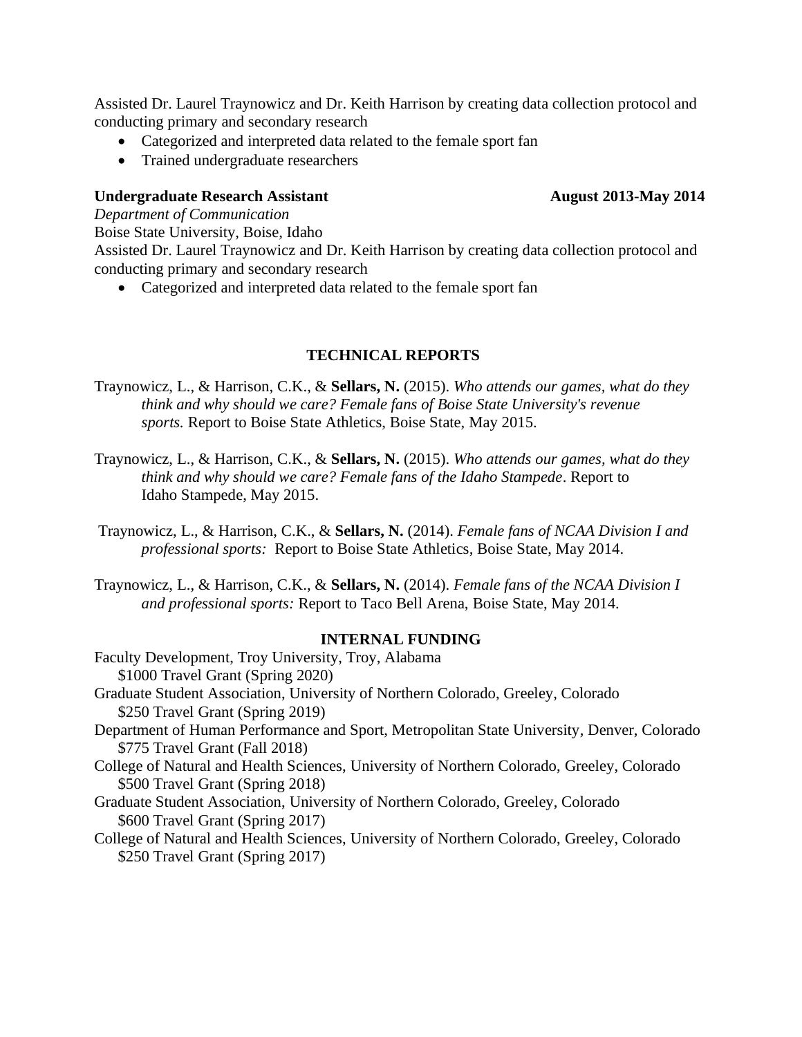Assisted Dr. Laurel Traynowicz and Dr. Keith Harrison by creating data collection protocol and conducting primary and secondary research

- Categorized and interpreted data related to the female sport fan
- Trained undergraduate researchers

**Undergraduate Research Assistant** **August 2013-May 2014**

*Department of Communication*

Boise State University, Boise, Idaho

Assisted Dr. Laurel Traynowicz and Dr. Keith Harrison by creating data collection protocol and conducting primary and secondary research

- Categorized and interpreted data related to the female sport fan

## TECHNICAL REPORTS

Traynowicz, L., & Harrison, C.K., & **Sellars, N.** (2015). *Who attends our games, what do they think and why should we care? Female fans of Boise State University's revenue sports.* Report to Boise State Athletics, Boise State, May 2015.

Traynowicz, L., & Harrison, C.K., & **Sellars, N.** (2015). *Who attends our games, what do they think and why should we care? Female fans of the Idaho Stampede*. Report to Idaho Stampede, May 2015.

Traynowicz, L., & Harrison, C.K., & **Sellars, N.** (2014). *Female fans of NCAA Division I and professional sports:* Report to Boise State Athletics, Boise State, May 2014.

Traynowicz, L., & Harrison, C.K., & **Sellars, N.** (2014). *Female fans of the NCAA Division I and professional sports:* Report to Taco Bell Arena, Boise State, May 2014.

## INTERNAL FUNDING

Faculty Development, Troy University, Troy, Alabama
$1000 Travel Grant (Spring 2020)

Graduate Student Association, University of Northern Colorado, Greeley, Colorado
$250 Travel Grant (Spring 2019)

Department of Human Performance and Sport, Metropolitan State University, Denver, Colorado
$775 Travel Grant (Fall 2018)

College of Natural and Health Sciences, University of Northern Colorado, Greeley, Colorado
$500 Travel Grant (Spring 2018)

Graduate Student Association, University of Northern Colorado, Greeley, Colorado
$600 Travel Grant (Spring 2017)

College of Natural and Health Sciences, University of Northern Colorado, Greeley, Colorado
$250 Travel Grant (Spring 2017)